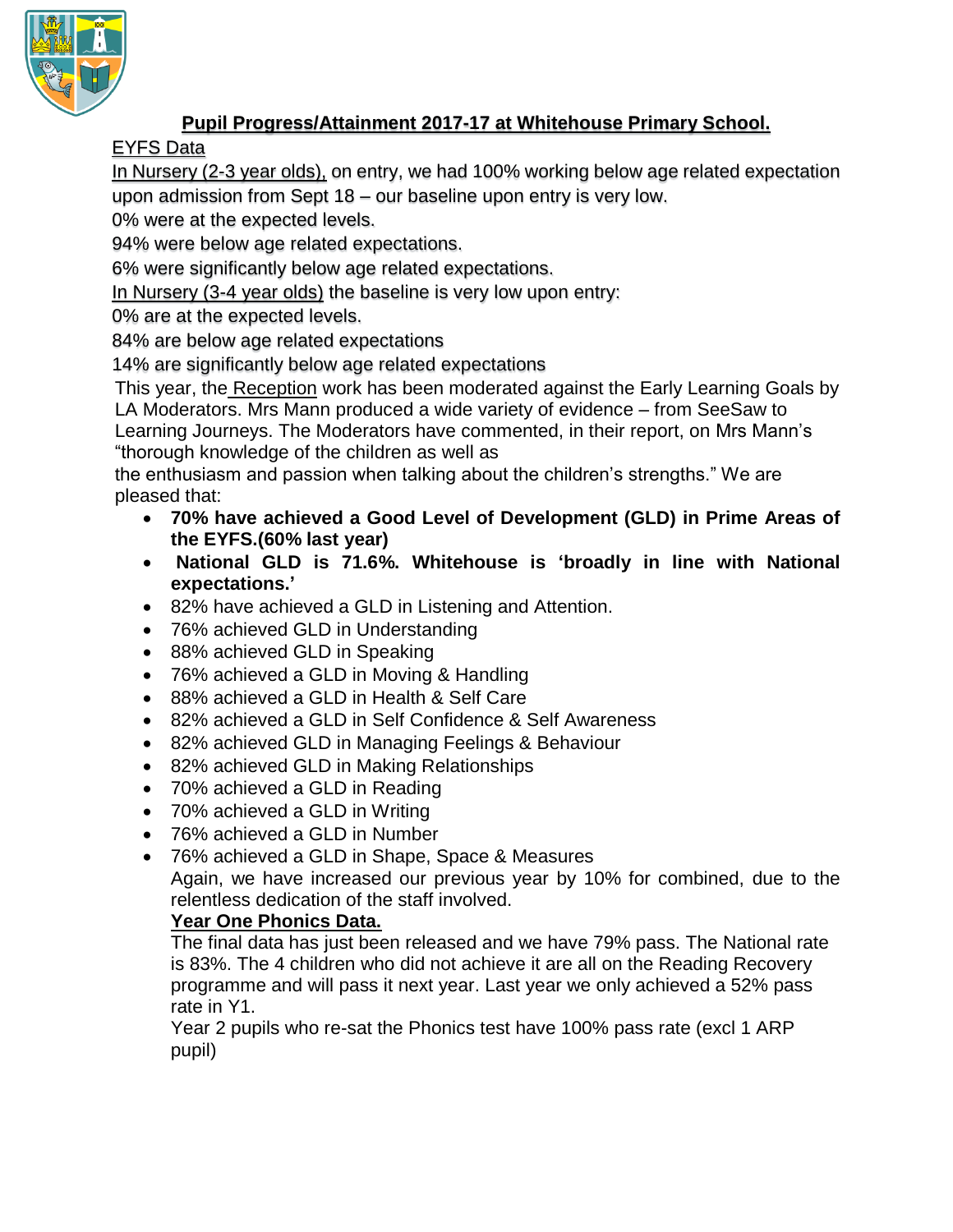# Pupil Progress/Attainment 2017-17 at Whitehouse Primary School.

EYFS Data

In Nursery (2-3 year olds), on entry, we had 100% working below age related expectation upon admission from Sept 18 – our baseline upon entry is very low.

0% were at the expected levels.

94% were below age related expectations.

6% were significantly below age related expectations.

In Nursery (3-4 year olds) the baseline is very low upon entry:

0% are at the expected levels.

84% are below age related expectations

14% are significantly below age related expectations

This year, the Reception work has been moderated against the Early Learning Goals by LA Moderators. Mrs Mann produced a wide variety of evidence – from SeeSaw to Learning Journeys. The Moderators have commented, in their report, on Mrs Mann's "thorough knowledge of the children as well as the enthusiasm and passion when talking about the children's strengths." We are pleased that:

- **70% have achieved a Good Level of Development (GLD) in Prime Areas of the EYFS.(60% last year)**
- **National GLD is 71.6%. Whitehouse is 'broadly in line with National expectations.'**
- 82% have achieved a GLD in Listening and Attention.
- 76% achieved GLD in Understanding
- 88% achieved GLD in Speaking
- 76% achieved a GLD in Moving & Handling
- 88% achieved a GLD in Health & Self Care
- 82% achieved a GLD in Self Confidence & Self Awareness
- 82% achieved GLD in Managing Feelings & Behaviour
- 82% achieved GLD in Making Relationships
- 70% achieved a GLD in Reading
- 70% achieved a GLD in Writing
- 76% achieved a GLD in Number
- 76% achieved a GLD in Shape, Space & Measures

Again, we have increased our previous year by 10% for combined, due to the relentless dedication of the staff involved.

**Year One Phonics Data.**

The final data has just been released and we have 79% pass. The National rate is 83%. The 4 children who did not achieve it are all on the Reading Recovery programme and will pass it next year. Last year we only achieved a 52% pass rate in Y1.

Year 2 pupils who re-sat the Phonics test have 100% pass rate (excl 1 ARP pupil)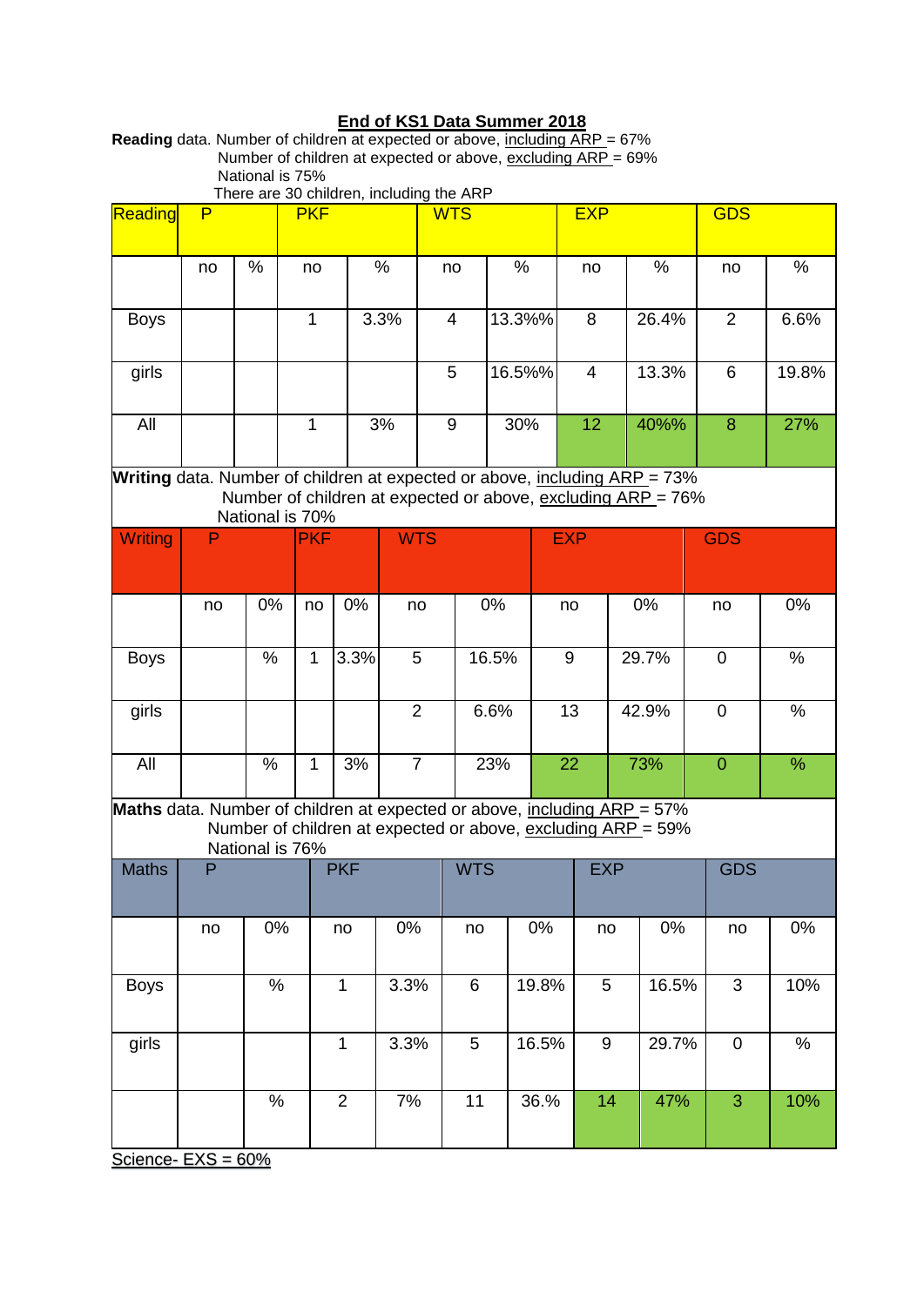# End of KS1 Data Summer 2018

**Reading** data. Number of children at expected or above, including ARP = 67%
Number of children at expected or above, excluding ARP = 69%
National is 75%
There are 30 children, including the ARP

| Reading | P | | PKF | | WTS | | EXP | | GDS | |
|---|---|---|---|---|---|---|---|---|---|---|
| | no | % | no | % | no | % | no | % | no | % |
| Boys | | | 1 | 3.3% | 4 | 13.3%% | 8 | 26.4% | 2 | 6.6% |
| girls | | | | | 5 | 16.5%% | 4 | 13.3% | 6 | 19.8% |
| All | | | 1 | 3% | 9 | 30% | 12 | 40%% | 8 | 27% |

**Writing** data. Number of children at expected or above, including ARP = 73%
Number of children at expected or above, excluding ARP = 76%
National is 70%

| Writing | P | | PKF | | WTS | | EXP | | GDS | |
|---|---|---|---|---|---|---|---|---|---|---|
| | no | 0% | no | 0% | no | 0% | no | 0% | no | 0% |
| Boys | | % | 1 | 3.3% | 5 | 16.5% | 9 | 29.7% | 0 | % |
| girls | | | | | 2 | 6.6% | 13 | 42.9% | 0 | % |
| All | | % | 1 | 3% | 7 | 23% | 22 | 73% | 0 | % |

**Maths** data. Number of children at expected or above, including ARP = 57%
Number of children at expected or above, excluding ARP = 59%
National is 76%

| Maths | P | | PKF | | WTS | | EXP | | GDS | |
|---|---|---|---|---|---|---|---|---|---|---|
| | no | 0% | no | 0% | no | 0% | no | 0% | no | 0% |
| Boys | | % | 1 | 3.3% | 6 | 19.8% | 5 | 16.5% | 3 | 10% |
| girls | | | 1 | 3.3% | 5 | 16.5% | 9 | 29.7% | 0 | % |
| | | % | 2 | 7% | 11 | 36.% | 14 | 47% | 3 | 10% |

Science- EXS = 60%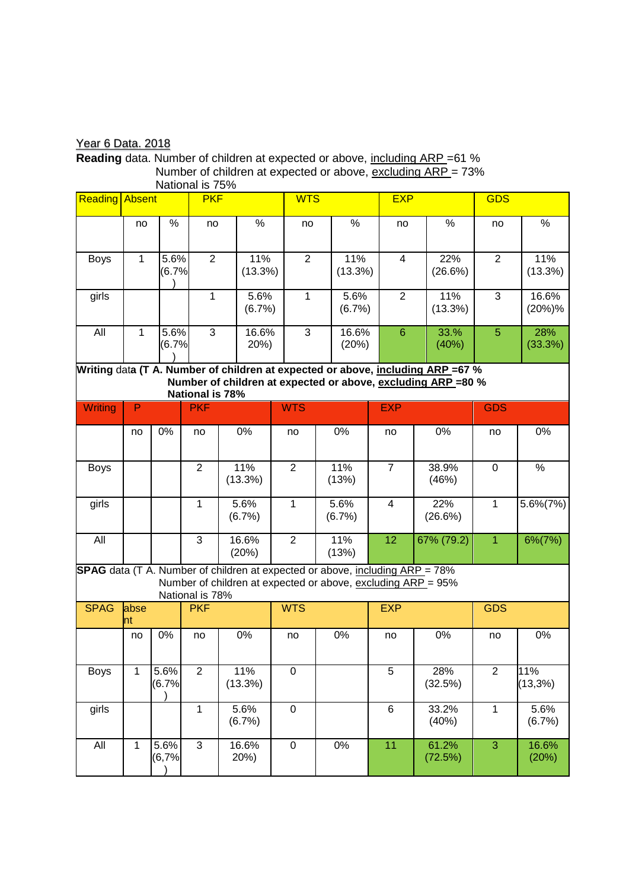Year 6 Data. 2018

**Reading** data. Number of children at expected or above, including ARP =61 %
Number of children at expected or above, excluding ARP = 73%
National is 75%

| Reading | Absent | | PKF | | WTS | | EXP | | GDS | |
|---|---|---|---|---|---|---|---|---|---|---|
| | no | % | no | % | no | % | no | % | no | % |
| Boys | 1 | 5.6% (6.7%) | 2 | 11% (13.3%) | 2 | 11% (13.3%) | 4 | 22% (26.6%) | 2 | 11% (13.3%) |
| girls | | | 1 | 5.6% (6.7%) | 1 | 5.6% (6.7%) | 2 | 11% (13.3%) | 3 | 16.6% (20%)% |
| All | 1 | 5.6% (6.7%) | 3 | 16.6% 20%) | 3 | 16.6% (20%) | 6 | 33.% (40%) | 5 | 28% (33.3%) |

**Writing** data **(T A. Number of children at expected or above, including ARP =67 %**
**Number of children at expected or above, excluding ARP =80 %**
**National is 78%**

| Writing | P | | PKF | | WTS | | EXP | | GDS | |
|---|---|---|---|---|---|---|---|---|---|---|
| | no | 0% | no | 0% | no | 0% | no | 0% | no | 0% |
| Boys | | | 2 | 11% (13.3%) | 2 | 11% (13%) | 7 | 38.9% (46%) | 0 | % |
| girls | | | 1 | 5.6% (6.7%) | 1 | 5.6% (6.7%) | 4 | 22% (26.6%) | 1 | 5.6%(7%) |
| All | | | 3 | 16.6% (20%) | 2 | 11% (13%) | 12 | 67% (79.2) | 1 | 6%(7%) |

**SPAG** data (T A. Number of children at expected or above, including ARP = 78%
Number of children at expected or above, excluding ARP = 95%
National is 78%

| SPAG | absent | | PKF | | WTS | | EXP | | GDS | |
|---|---|---|---|---|---|---|---|---|---|---|
| | no | 0% | no | 0% | no | 0% | no | 0% | no | 0% |
| Boys | 1 | 5.6% (6.7%) | 2 | 11% (13.3%) | 0 | | 5 | 28% (32.5%) | 2 | 11% (13,3%) |
| girls | | | 1 | 5.6% (6.7%) | 0 | | 6 | 33.2% (40%) | 1 | 5.6% (6.7%) |
| All | 1 | 5.6% (6,7%) | 3 | 16.6% 20%) | 0 | 0% | 11 | 61.2% (72.5%) | 3 | 16.6% (20%) |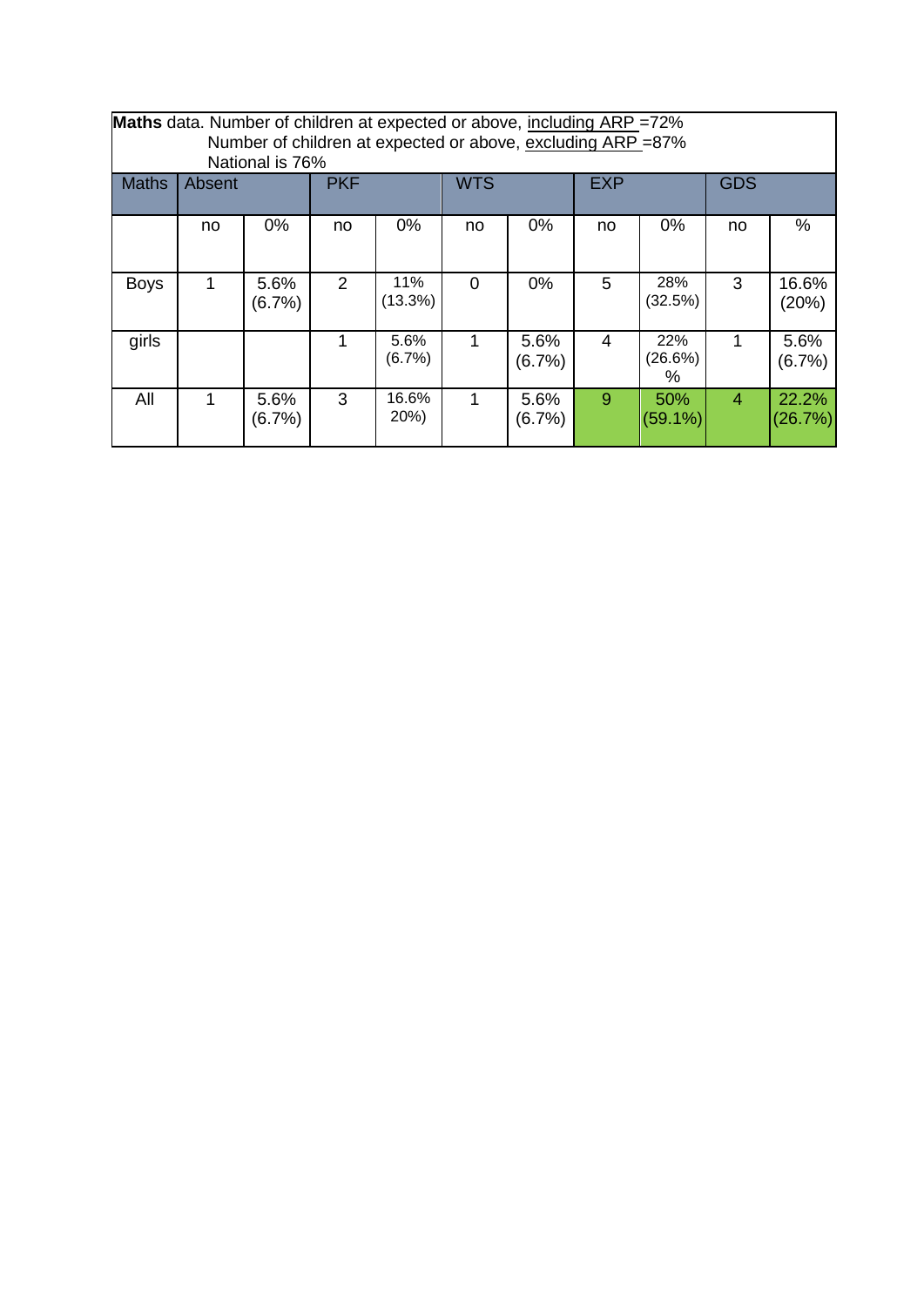**Maths** data. Number of children at expected or above, including ARP =72%
Number of children at expected or above, excluding ARP =87%
National is 76%

| Maths | Absent | | PKF | | WTS | | EXP | | GDS | |
|---|---|---|---|---|---|---|---|---|---|---|
| | no | 0% | no | 0% | no | 0% | no | 0% | no | % |
| Boys | 1 | 5.6% (6.7%) | 2 | 11% (13.3%) | 0 | 0% | 5 | 28% (32.5%) | 3 | 16.6% (20%) |
| girls | | | 1 | 5.6% (6.7%) | 1 | 5.6% (6.7%) | 4 | 22% (26.6%) % | 1 | 5.6% (6.7%) |
| All | 1 | 5.6% (6.7%) | 3 | 16.6% 20%) | 1 | 5.6% (6.7%) | 9 | 50% (59.1%) | 4 | 22.2% (26.7%) |